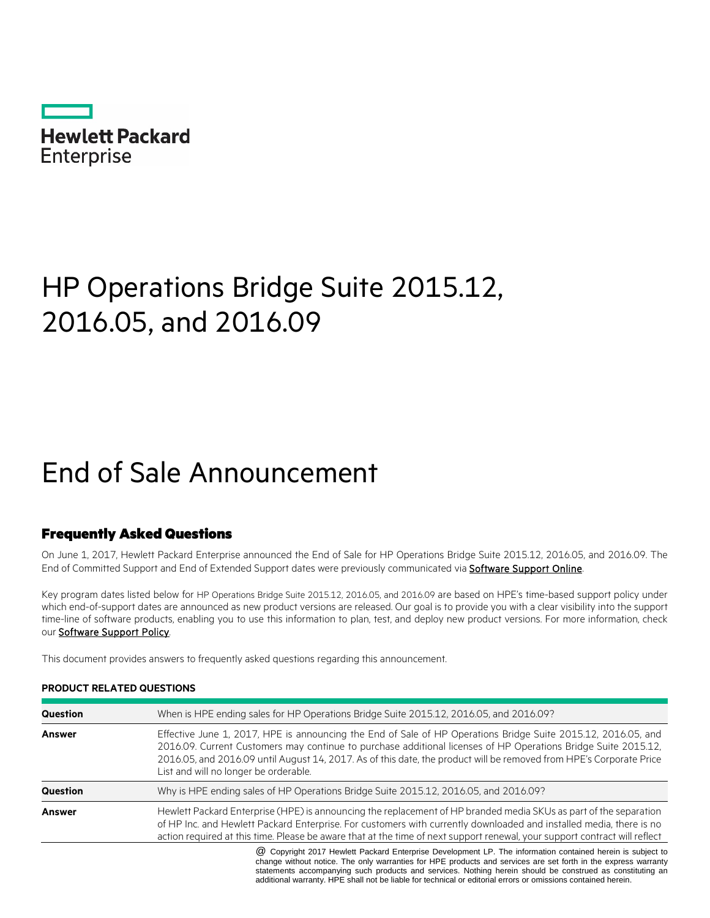Hewlett Packard Enterprise

# HP Operations Bridge Suite 2015.12, 2016.05, and 2016.09

# End of Sale Announcement

## Frequently Asked Questions

On June 1, 2017, Hewlett Packard Enterprise announced the End of Sale for HP Operations Bridge Suite 2015.12, 2016.05, and 2016.09. The End of Committed Support and End of Extended Support dates were previously communicated via **Software Support Online**.

Key program dates listed below for HP Operations Bridge Suite 2015.12, 2016.05, and 2016.09 are based on HPE's time-based support policy under which end-of-support dates are announced as new product versions are released. Our goal is to provide you with a clear visibility into the support time-line of software products, enabling you to use this information to plan, test, and deploy new product versions. For more information, check our **Software Support Policy**.

This document provides answers to frequently asked questions regarding this announcement.

**PRODUCT RELATED QUESTIONS**

| | |
|---|---|
| **Question** | When is HPE ending sales for HP Operations Bridge Suite 2015.12, 2016.05, and 2016.09? |
| **Answer** | Effective June 1, 2017, HPE is announcing the End of Sale of HP Operations Bridge Suite 2015.12, 2016.05, and 2016.09. Current Customers may continue to purchase additional licenses of HP Operations Bridge Suite 2015.12, 2016.05, and 2016.09 until August 14, 2017. As of this date, the product will be removed from HPE's Corporate Price List and will no longer be orderable. |
| **Question** | Why is HPE ending sales of HP Operations Bridge Suite 2015.12, 2016.05, and 2016.09? |
| **Answer** | Hewlett Packard Enterprise (HPE) is announcing the replacement of HP branded media SKUs as part of the separation of HP Inc. and Hewlett Packard Enterprise. For customers with currently downloaded and installed media, there is no action required at this time. Please be aware that at the time of next support renewal, your support contract will reflect |

@ Copyright 2017 Hewlett Packard Enterprise Development LP. The information contained herein is subject to change without notice. The only warranties for HPE products and services are set forth in the express warranty statements accompanying such products and services. Nothing herein should be construed as constituting an additional warranty. HPE shall not be liable for technical or editorial errors or omissions contained herein.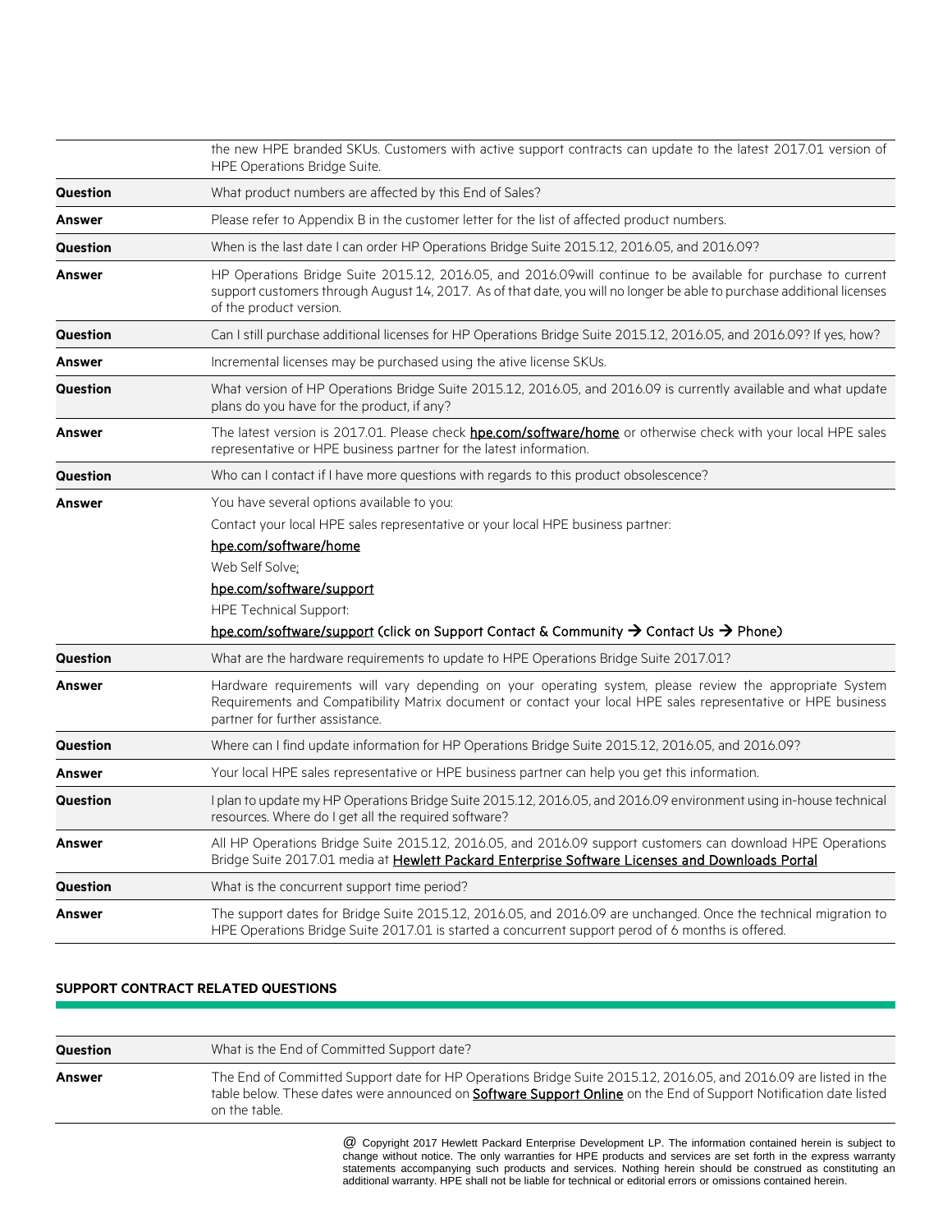| | |
|---|---|
| | the new HPE branded SKUs. Customers with active support contracts can update to the latest 2017.01 version of HPE Operations Bridge Suite. |
| **Question** | What product numbers are affected by this End of Sales? |
| **Answer** | Please refer to Appendix B in the customer letter for the list of affected product numbers. |
| **Question** | When is the last date I can order HP Operations Bridge Suite 2015.12, 2016.05, and 2016.09? |
| **Answer** | HP Operations Bridge Suite 2015.12, 2016.05, and 2016.09will continue to be available for purchase to current support customers through August 14, 2017. As of that date, you will no longer be able to purchase additional licenses of the product version. |
| **Question** | Can I still purchase additional licenses for HP Operations Bridge Suite 2015.12, 2016.05, and 2016.09? If yes, how? |
| **Answer** | Incremental licenses may be purchased using the ative license SKUs. |
| **Question** | What version of HP Operations Bridge Suite 2015.12, 2016.05, and 2016.09 is currently available and what update plans do you have for the product, if any? |
| **Answer** | The latest version is 2017.01. Please check **hpe.com/software/home** or otherwise check with your local HPE sales representative or HPE business partner for the latest information. |
| **Question** | Who can I contact if I have more questions with regards to this product obsolescence? |
| **Answer** | You have several options available to you:<br>Contact your local HPE sales representative or your local HPE business partner:<br>hpe.com/software/home<br>Web Self Solve:<br>hpe.com/software/support<br>HPE Technical Support:<br>hpe.com/software/support (click on Support Contact & Community → Contact Us → Phone) |
| **Question** | What are the hardware requirements to update to HPE Operations Bridge Suite 2017.01? |
| **Answer** | Hardware requirements will vary depending on your operating system, please review the appropriate System Requirements and Compatibility Matrix document or contact your local HPE sales representative or HPE business partner for further assistance. |
| **Question** | Where can I find update information for HP Operations Bridge Suite 2015.12, 2016.05, and 2016.09? |
| **Answer** | Your local HPE sales representative or HPE business partner can help you get this information. |
| **Question** | I plan to update my HP Operations Bridge Suite 2015.12, 2016.05, and 2016.09 environment using in-house technical resources. Where do I get all the required software? |
| **Answer** | All HP Operations Bridge Suite 2015.12, 2016.05, and 2016.09 support customers can download HPE Operations Bridge Suite 2017.01 media at **Hewlett Packard Enterprise Software Licenses and Downloads Portal** |
| **Question** | What is the concurrent support time period? |
| **Answer** | The support dates for Bridge Suite 2015.12, 2016.05, and 2016.09 are unchanged. Once the technical migration to HPE Operations Bridge Suite 2017.01 is started a concurrent support perod of 6 months is offered. |

## SUPPORT CONTRACT RELATED QUESTIONS

| | |
|---|---|
| **Question** | What is the End of Committed Support date? |
| **Answer** | The End of Committed Support date for HP Operations Bridge Suite 2015.12, 2016.05, and 2016.09 are listed in the table below. These dates were announced on **Software Support Online** on the End of Support Notification date listed on the table. |

@ Copyright 2017 Hewlett Packard Enterprise Development LP. The information contained herein is subject to change without notice. The only warranties for HPE products and services are set forth in the express warranty statements accompanying such products and services. Nothing herein should be construed as constituting an additional warranty. HPE shall not be liable for technical or editorial errors or omissions contained herein.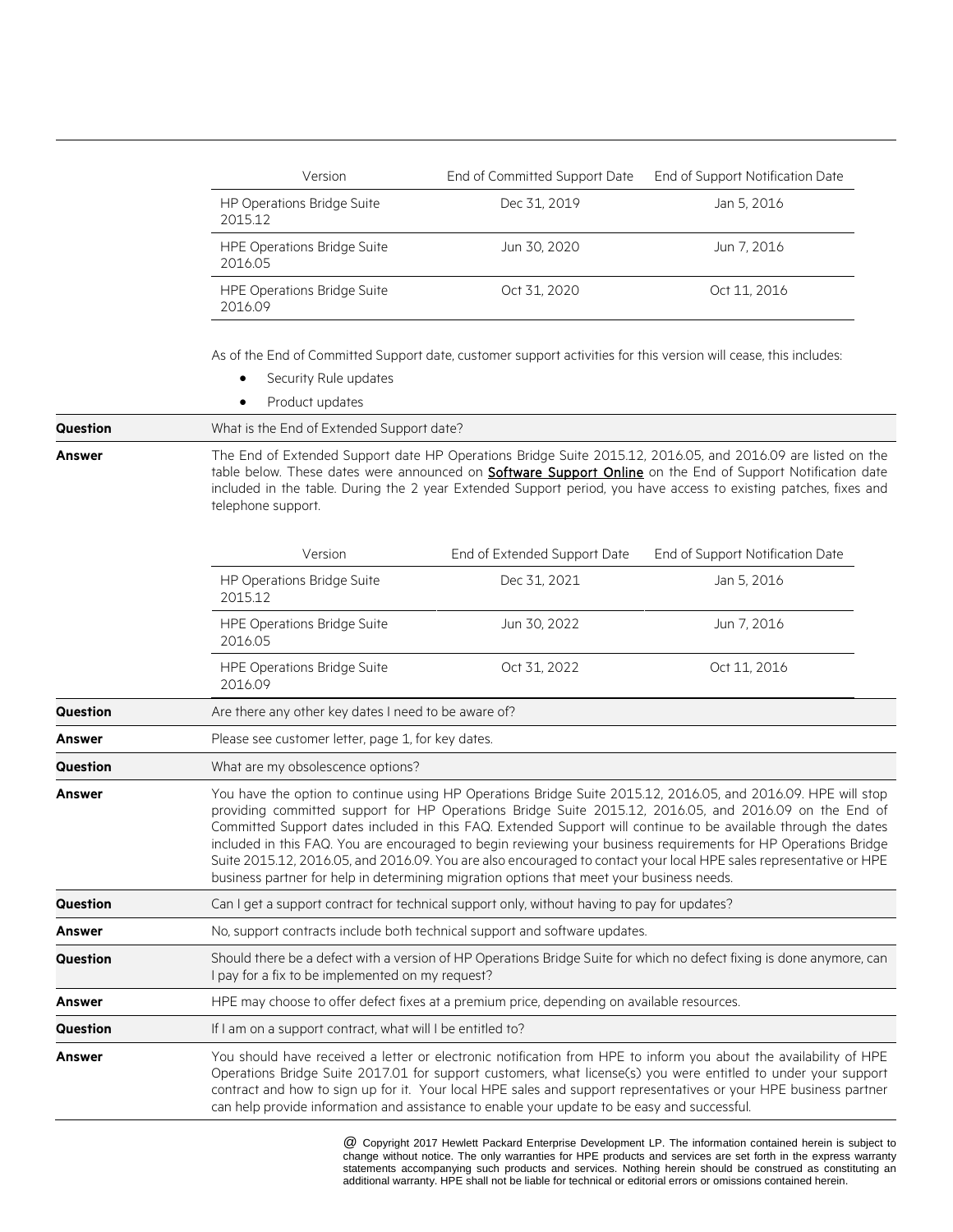| Version | End of Committed Support Date | End of Support Notification Date |
| --- | --- | --- |
| HP Operations Bridge Suite 2015.12 | Dec 31, 2019 | Jan 5, 2016 |
| HPE Operations Bridge Suite 2016.05 | Jun 30, 2020 | Jun 7, 2016 |
| HPE Operations Bridge Suite 2016.09 | Oct 31, 2020 | Oct 11, 2016 |

As of the End of Committed Support date, customer support activities for this version will cease, this includes:

- Security Rule updates
- Product updates

**Question** What is the End of Extended Support date?

**Answer** The End of Extended Support date HP Operations Bridge Suite 2015.12, 2016.05, and 2016.09 are listed on the table below. These dates were announced on **Software Support Online** on the End of Support Notification date included in the table. During the 2 year Extended Support period, you have access to existing patches, fixes and telephone support.

| Version | End of Extended Support Date | End of Support Notification Date |
| --- | --- | --- |
| HP Operations Bridge Suite 2015.12 | Dec 31, 2021 | Jan 5, 2016 |
| HPE Operations Bridge Suite 2016.05 | Jun 30, 2022 | Jun 7, 2016 |
| HPE Operations Bridge Suite 2016.09 | Oct 31, 2022 | Oct 11, 2016 |

**Question** Are there any other key dates I need to be aware of?

**Answer** Please see customer letter, page 1, for key dates.

**Question** What are my obsolescence options?

**Answer** You have the option to continue using HP Operations Bridge Suite 2015.12, 2016.05, and 2016.09. HPE will stop providing committed support for HP Operations Bridge Suite 2015.12, 2016.05, and 2016.09 on the End of Committed Support dates included in this FAQ. Extended Support will continue to be available through the dates included in this FAQ. You are encouraged to begin reviewing your business requirements for HP Operations Bridge Suite 2015.12, 2016.05, and 2016.09. You are also encouraged to contact your local HPE sales representative or HPE business partner for help in determining migration options that meet your business needs.

**Question** Can I get a support contract for technical support only, without having to pay for updates?

**Answer** No, support contracts include both technical support and software updates.

**Question** Should there be a defect with a version of HP Operations Bridge Suite for which no defect fixing is done anymore, can I pay for a fix to be implemented on my request?

**Answer** HPE may choose to offer defect fixes at a premium price, depending on available resources.

**Question** If I am on a support contract, what will I be entitled to?

**Answer** You should have received a letter or electronic notification from HPE to inform you about the availability of HPE Operations Bridge Suite 2017.01 for support customers, what license(s) you were entitled to under your support contract and how to sign up for it. Your local HPE sales and support representatives or your HPE business partner can help provide information and assistance to enable your update to be easy and successful.

@ Copyright 2017 Hewlett Packard Enterprise Development LP. The information contained herein is subject to change without notice. The only warranties for HPE products and services are set forth in the express warranty statements accompanying such products and services. Nothing herein should be construed as constituting an additional warranty. HPE shall not be liable for technical or editorial errors or omissions contained herein.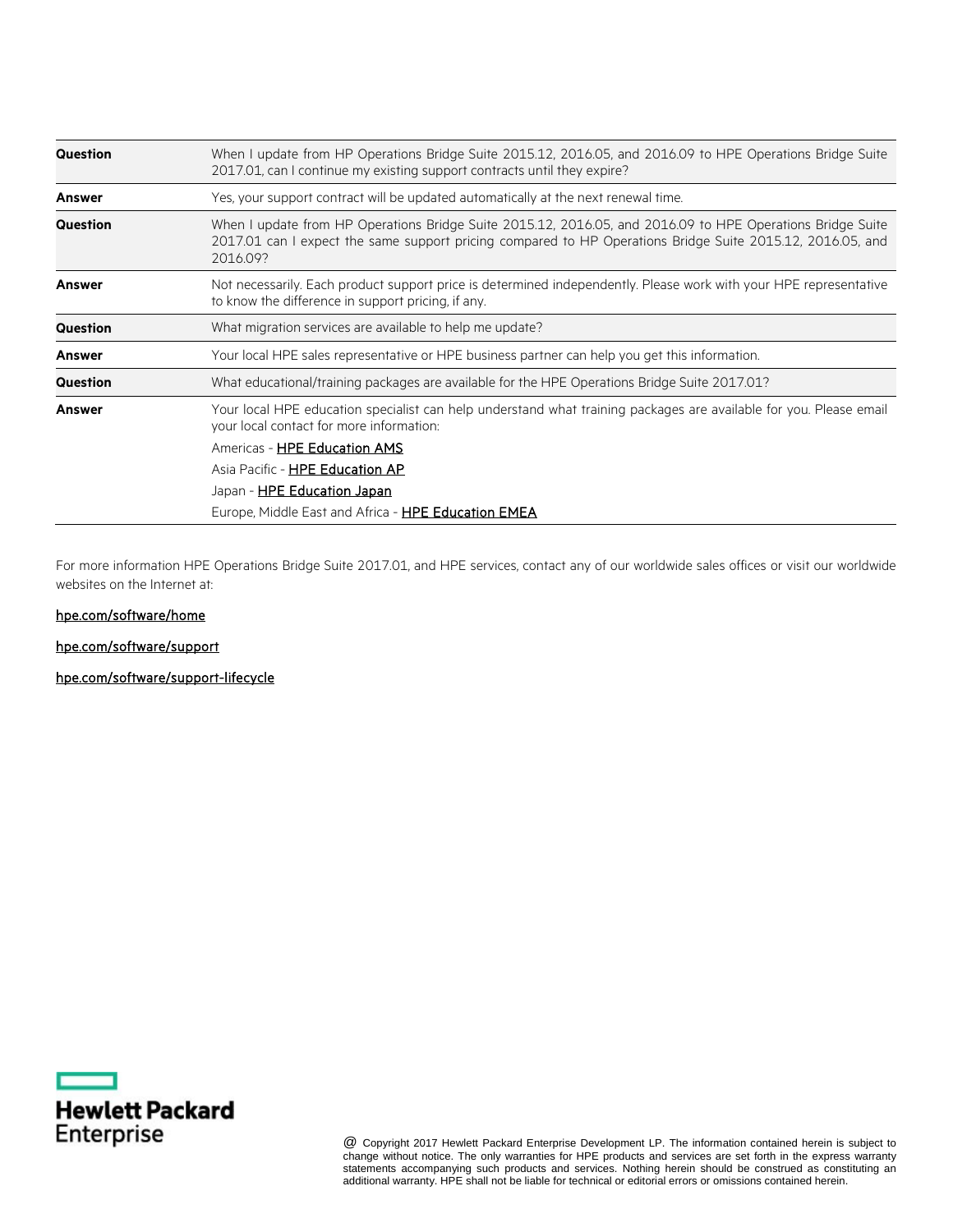| | |
|---|---|
| **Question** | When I update from HP Operations Bridge Suite 2015.12, 2016.05, and 2016.09 to HPE Operations Bridge Suite 2017.01, can I continue my existing support contracts until they expire? |
| **Answer** | Yes, your support contract will be updated automatically at the next renewal time. |
| **Question** | When I update from HP Operations Bridge Suite 2015.12, 2016.05, and 2016.09 to HPE Operations Bridge Suite 2017.01 can I expect the same support pricing compared to HP Operations Bridge Suite 2015.12, 2016.05, and 2016.09? |
| **Answer** | Not necessarily. Each product support price is determined independently. Please work with your HPE representative to know the difference in support pricing, if any. |
| **Question** | What migration services are available to help me update? |
| **Answer** | Your local HPE sales representative or HPE business partner can help you get this information. |
| **Question** | What educational/training packages are available for the HPE Operations Bridge Suite 2017.01? |
| **Answer** | Your local HPE education specialist can help understand what training packages are available for you. Please email your local contact for more information:<br>Americas - **HPE Education AMS**<br>Asia Pacific - **HPE Education AP**<br>Japan - **HPE Education Japan**<br>Europe, Middle East and Africa - **HPE Education EMEA** |

For more information HPE Operations Bridge Suite 2017.01, and HPE services, contact any of our worldwide sales offices or visit our worldwide websites on the Internet at:

hpe.com/software/home

hpe.com/software/support

hpe.com/software/support-lifecycle

Hewlett Packard Enterprise

@ Copyright 2017 Hewlett Packard Enterprise Development LP. The information contained herein is subject to change without notice. The only warranties for HPE products and services are set forth in the express warranty statements accompanying such products and services. Nothing herein should be construed as constituting an additional warranty. HPE shall not be liable for technical or editorial errors or omissions contained herein.